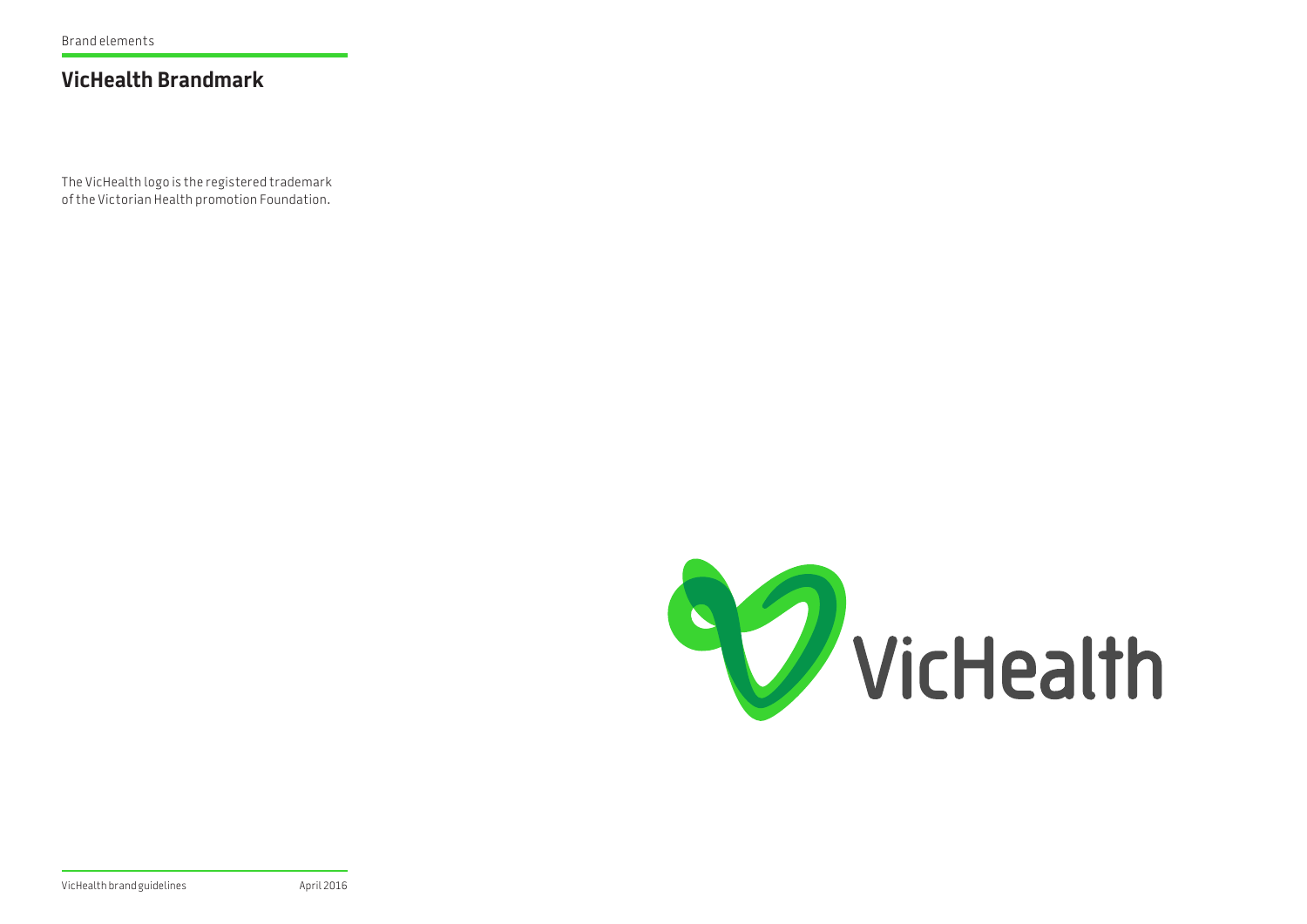Brand elements

## VicHealth Brandmark

The VicHealth logo is the registered trademark of the Victorian Health promotion Foundation.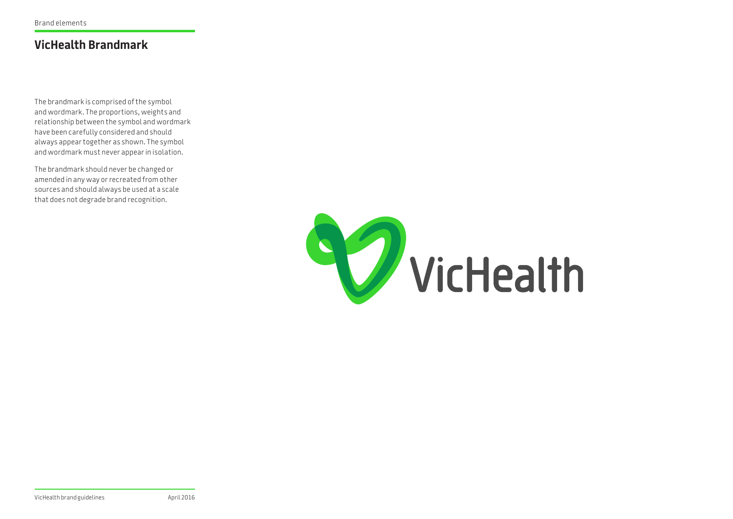Brand elements

## VicHealth Brandmark

The brandmark is comprised of the symbol and wordmark. The proportions, weights and relationship between the symbol and wordmark have been carefully considered and should always appear together as shown. The symbol and wordmark must never appear in isolation.

The brandmark should never be changed or amended in any way or recreated from other sources and should always be used at a scale that does not degrade brand recognition.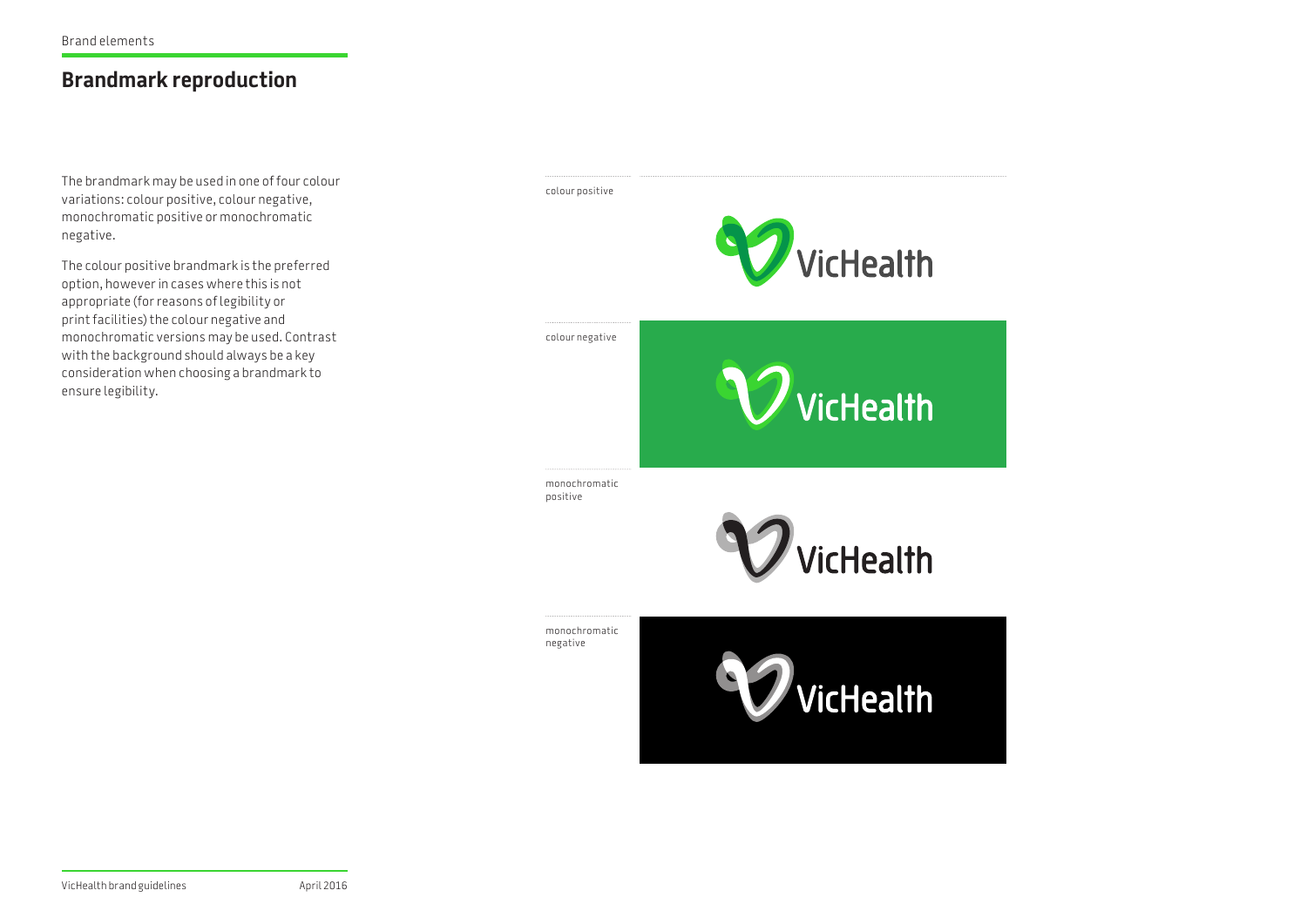## Brandmark reproduction

The brandmark may be used in one of four colour variations: colour positive, colour negative, monochromatic positive or monochromatic negative.

The colour positive brandmark is the preferred option, however in cases where this is not appropriate (for reasons of legibility or print facilities) the colour negative and monochromatic versions may be used. Contrast with the background should always be a key consideration when choosing a brandmark to ensure legibility.

colour positive

colour negative

monochromatic positive

monochromatic negative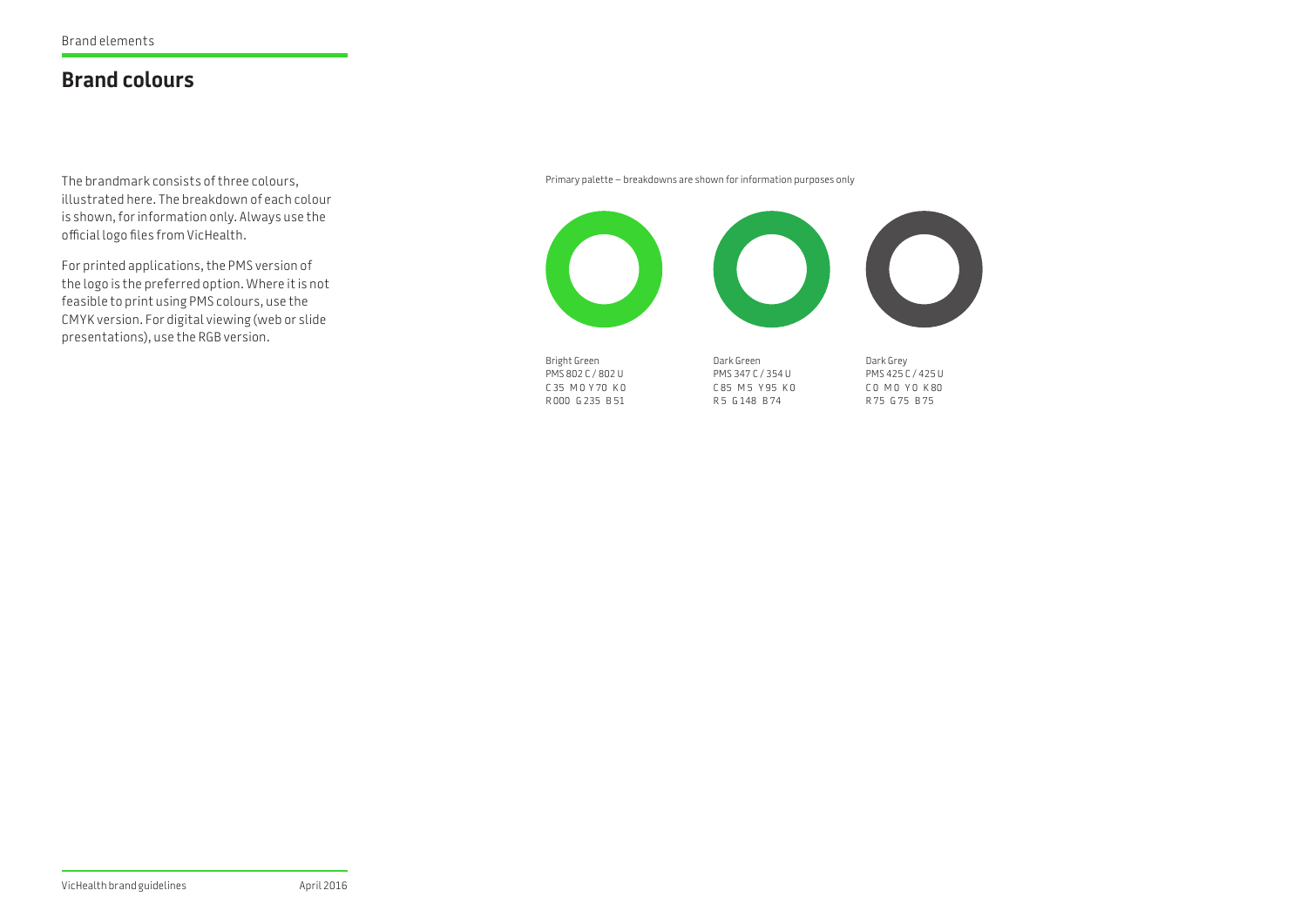## Brand colours

The brandmark consists of three colours, illustrated here. The breakdown of each colour is shown, for information only. Always use the official logo files from VicHealth.

For printed applications, the PMS version of the logo is the preferred option. Where it is not feasible to print using PMS colours, use the CMYK version. For digital viewing (web or slide presentations), use the RGB version.

Primary palette – breakdowns are shown for information purposes only

Bright Green
PMS 802 C / 802 U
C 35 M 0 Y 70 K 0
R 000 G 235 B 51

Dark Green
PMS 347 C / 354 U
C 85 M 5 Y 95 K 0
R 5 G 148 B 74

Dark Grey
PMS 425 C / 425 U
C 0 M 0 Y 0 K 80
R 75 G 75 B 75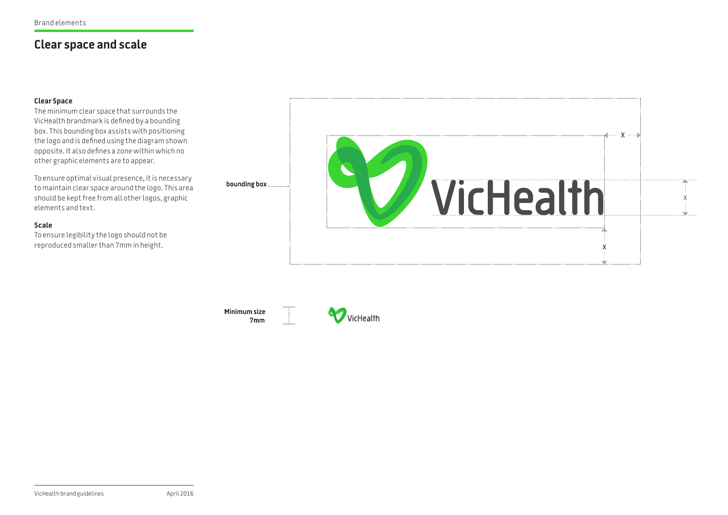Brand elements

# Clear space and scale

**Clear Space**

The minimum clear space that surrounds the VicHealth brandmark is defined by a bounding box. This bounding box assists with positioning the logo and is defined using the diagram shown opposite. It also defines a zone within which no other graphic elements are to appear.

To ensure optimal visual presence, it is necessary to maintain clear space around the logo. This area should be kept free from all other logos, graphic elements and text.

**Scale**

To ensure legibility the logo should not be reproduced smaller than 7mm in height.

bounding box

X

X

X

VicHealth

**Minimum size**
**7mm**

VicHealth